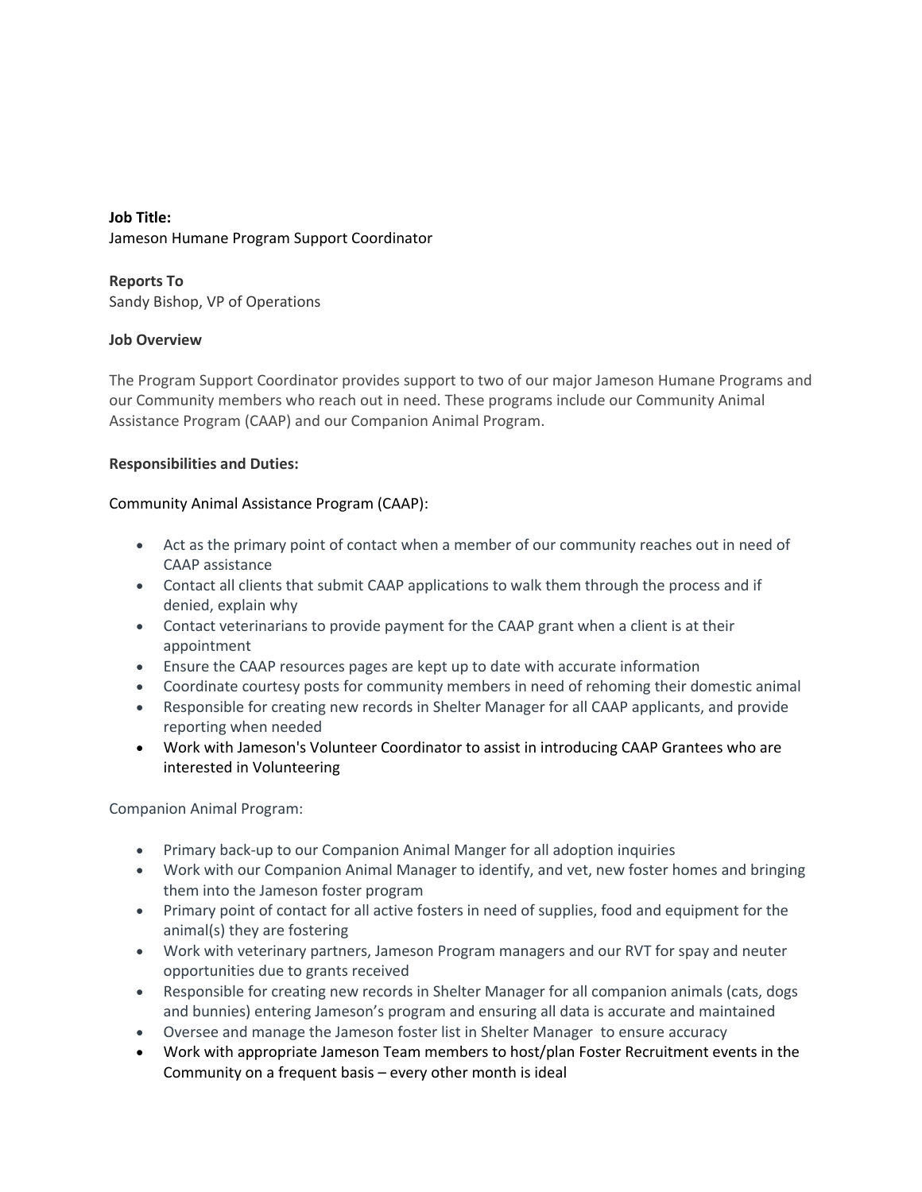**Job Title:**
Jameson Humane Program Support Coordinator

**Reports To**
Sandy Bishop, VP of Operations

**Job Overview**

The Program Support Coordinator provides support to two of our major Jameson Humane Programs and our Community members who reach out in need. These programs include our Community Animal Assistance Program (CAAP) and our Companion Animal Program.

**Responsibilities and Duties:**

Community Animal Assistance Program (CAAP):

- Act as the primary point of contact when a member of our community reaches out in need of CAAP assistance
- Contact all clients that submit CAAP applications to walk them through the process and if denied, explain why
- Contact veterinarians to provide payment for the CAAP grant when a client is at their appointment
- Ensure the CAAP resources pages are kept up to date with accurate information
- Coordinate courtesy posts for community members in need of rehoming their domestic animal
- Responsible for creating new records in Shelter Manager for all CAAP applicants, and provide reporting when needed
- Work with Jameson's Volunteer Coordinator to assist in introducing CAAP Grantees who are interested in Volunteering

Companion Animal Program:

- Primary back-up to our Companion Animal Manger for all adoption inquiries
- Work with our Companion Animal Manager to identify, and vet, new foster homes and bringing them into the Jameson foster program
- Primary point of contact for all active fosters in need of supplies, food and equipment for the animal(s) they are fostering
- Work with veterinary partners, Jameson Program managers and our RVT for spay and neuter opportunities due to grants received
- Responsible for creating new records in Shelter Manager for all companion animals (cats, dogs and bunnies) entering Jameson's program and ensuring all data is accurate and maintained
- Oversee and manage the Jameson foster list in Shelter Manager to ensure accuracy
- Work with appropriate Jameson Team members to host/plan Foster Recruitment events in the Community on a frequent basis – every other month is ideal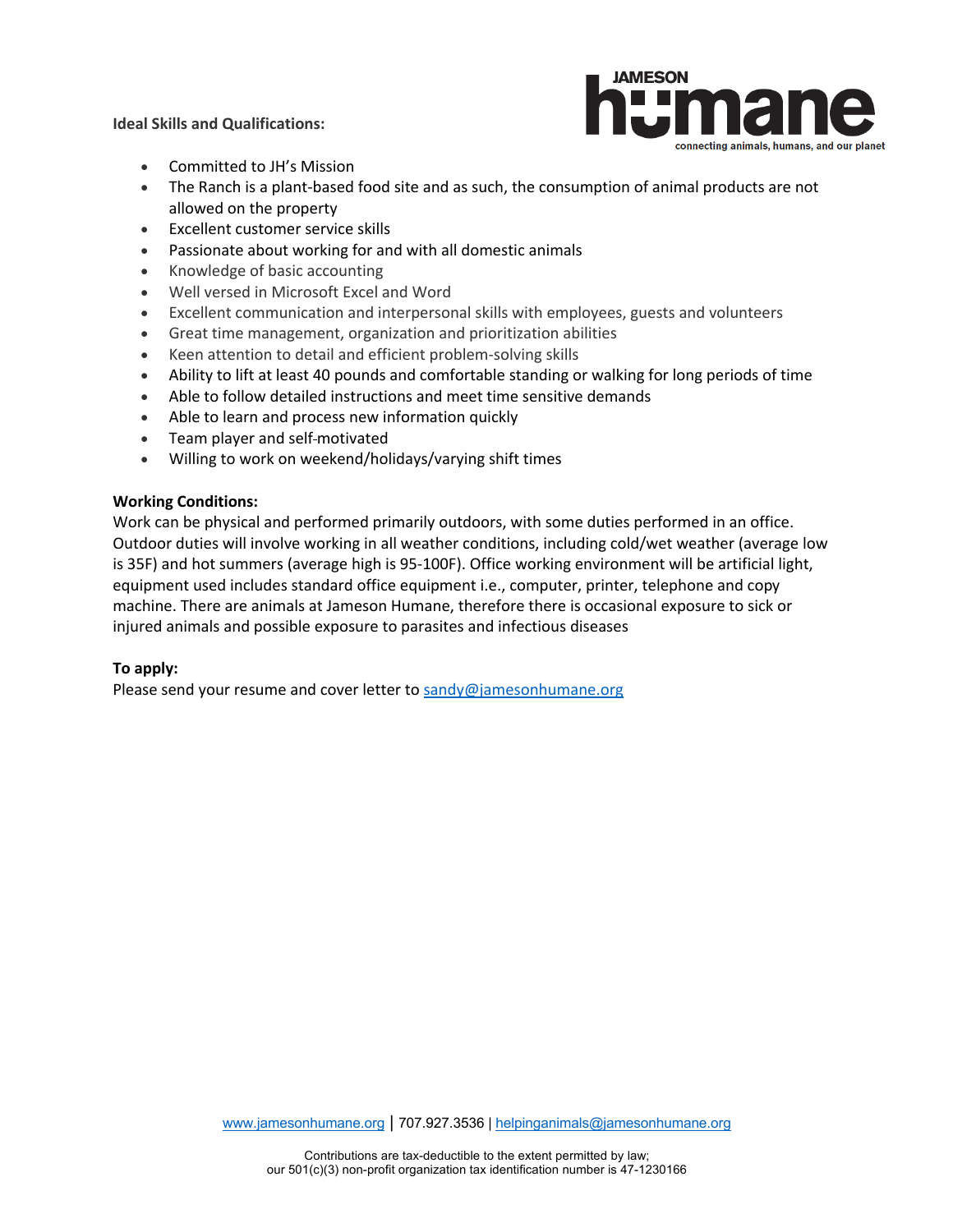**Ideal Skills and Qualifications:**

- Committed to JH's Mission
- The Ranch is a plant-based food site and as such, the consumption of animal products are not allowed on the property
- Excellent customer service skills
- Passionate about working for and with all domestic animals
- Knowledge of basic accounting
- Well versed in Microsoft Excel and Word
- Excellent communication and interpersonal skills with employees, guests and volunteers
- Great time management, organization and prioritization abilities
- Keen attention to detail and efficient problem-solving skills
- Ability to lift at least 40 pounds and comfortable standing or walking for long periods of time
- Able to follow detailed instructions and meet time sensitive demands
- Able to learn and process new information quickly
- Team player and self-motivated
- Willing to work on weekend/holidays/varying shift times

**Working Conditions:**

Work can be physical and performed primarily outdoors, with some duties performed in an office. Outdoor duties will involve working in all weather conditions, including cold/wet weather (average low is 35F) and hot summers (average high is 95-100F). Office working environment will be artificial light, equipment used includes standard office equipment i.e., computer, printer, telephone and copy machine. There are animals at Jameson Humane, therefore there is occasional exposure to sick or injured animals and possible exposure to parasites and infectious diseases

**To apply:**

Please send your resume and cover letter to sandy@jamesonhumane.org